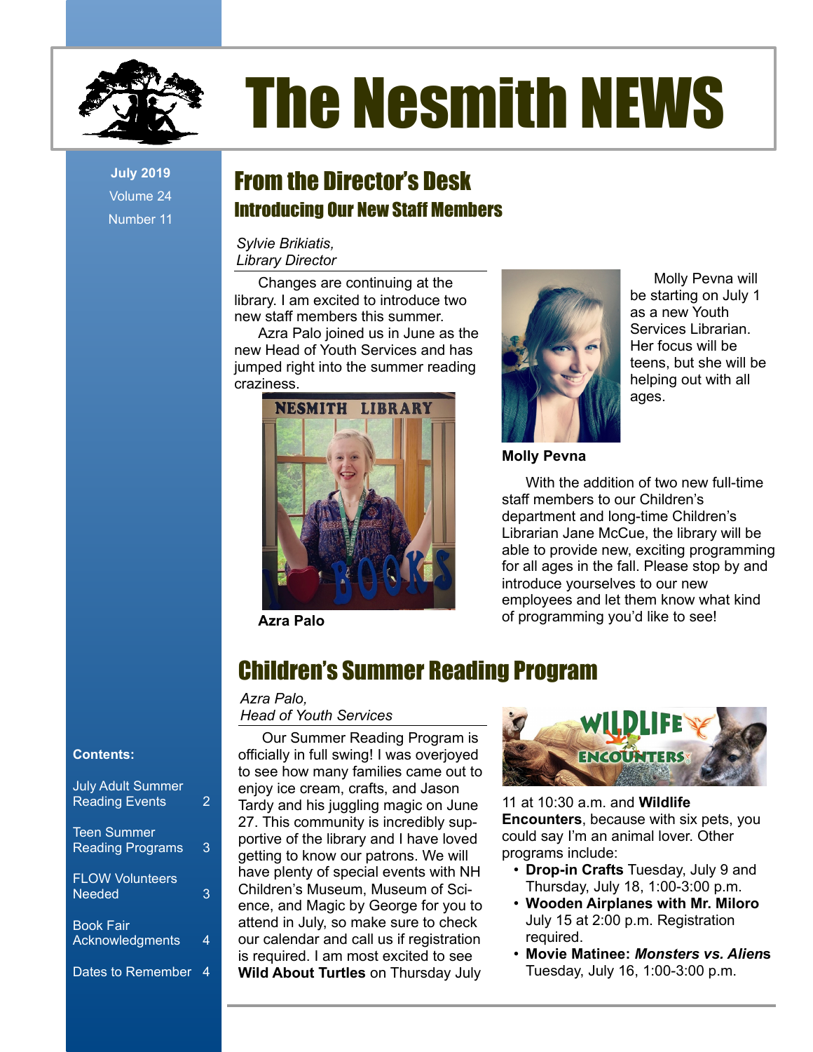# The Nesmith NEWS

**July 2019**
Volume 24
Number 11

## From the Director's Desk

### Introducing Our New Staff Members

*Sylvie Brikiatis,*
*Library Director*

Changes are continuing at the library. I am excited to introduce two new staff members this summer.

Azra Palo joined us in June as the new Head of Youth Services and has jumped right into the summer reading craziness.

**Azra Palo**

Molly Pevna will be starting on July 1 as a new Youth Services Librarian. Her focus will be teens, but she will be helping out with all ages.

**Molly Pevna**

With the addition of two new full-time staff members to our Children's department and long-time Children's Librarian Jane McCue, the library will be able to provide new, exciting programming for all ages in the fall. Please stop by and introduce yourselves to our new employees and let them know what kind of programming you'd like to see!

## Children's Summer Reading Program

*Azra Palo,*
*Head of Youth Services*

Our Summer Reading Program is officially in full swing! I was overjoyed to see how many families came out to enjoy ice cream, crafts, and Jason Tardy and his juggling magic on June 27. This community is incredibly supportive of the library and I have loved getting to know our patrons. We will have plenty of special events with NH Children's Museum, Museum of Science, and Magic by George for you to attend in July, so make sure to check our calendar and call us if registration is required. I am most excited to see **Wild About Turtles** on Thursday July 11 at 10:30 a.m. and **Wildlife Encounters**, because with six pets, you could say I'm an animal lover. Other programs include:

- **Drop-in Crafts** Tuesday, July 9 and Thursday, July 18, 1:00-3:00 p.m.
- **Wooden Airplanes with Mr. Miloro** July 15 at 2:00 p.m. Registration required.
- **Movie Matinee: *Monsters vs. Aliens*** Tuesday, July 16, 1:00-3:00 p.m.

**Contents:**

| | |
|---|---|
| July Adult Summer Reading Events | 2 |
| Teen Summer Reading Programs | 3 |
| FLOW Volunteers Needed | 3 |
| Book Fair Acknowledgments | 4 |
| Dates to Remember | 4 |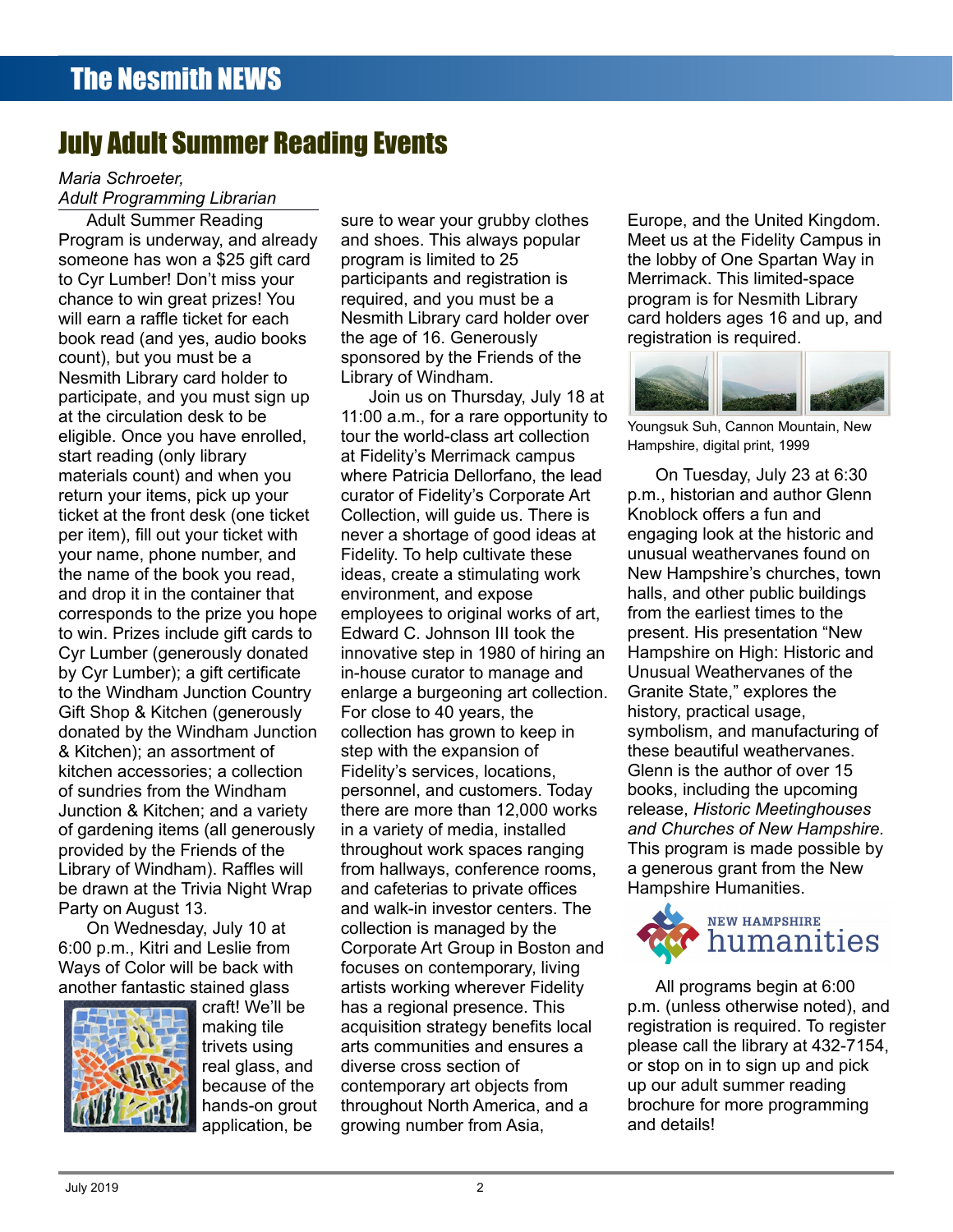## July Adult Summer Reading Events

*Maria Schroeter,*
*Adult Programming Librarian*

Adult Summer Reading Program is underway, and already someone has won a $25 gift card to Cyr Lumber! Don't miss your chance to win great prizes! You will earn a raffle ticket for each book read (and yes, audio books count), but you must be a Nesmith Library card holder to participate, and you must sign up at the circulation desk to be eligible. Once you have enrolled, start reading (only library materials count) and when you return your items, pick up your ticket at the front desk (one ticket per item), fill out your ticket with your name, phone number, and the name of the book you read, and drop it in the container that corresponds to the prize you hope to win. Prizes include gift cards to Cyr Lumber (generously donated by Cyr Lumber); a gift certificate to the Windham Junction Country Gift Shop & Kitchen (generously donated by the Windham Junction & Kitchen); an assortment of kitchen accessories; a collection of sundries from the Windham Junction & Kitchen; and a variety of gardening items (all generously provided by the Friends of the Library of Windham). Raffles will be drawn at the Trivia Night Wrap Party on August 13.

On Wednesday, July 10 at 6:00 p.m., Kitri and Leslie from Ways of Color will be back with another fantastic stained glass craft! We'll be making tile trivets using real glass, and because of the hands-on grout application, be sure to wear your grubby clothes and shoes. This always popular program is limited to 25 participants and registration is required, and you must be a Nesmith Library card holder over the age of 16. Generously sponsored by the Friends of the Library of Windham.

Join us on Thursday, July 18 at 11:00 a.m., for a rare opportunity to tour the world-class art collection at Fidelity's Merrimack campus where Patricia Dellorfano, the lead curator of Fidelity's Corporate Art Collection, will guide us. There is never a shortage of good ideas at Fidelity. To help cultivate these ideas, create a stimulating work environment, and expose employees to original works of art, Edward C. Johnson III took the innovative step in 1980 of hiring an in-house curator to manage and enlarge a burgeoning art collection. For close to 40 years, the collection has grown to keep in step with the expansion of Fidelity's services, locations, personnel, and customers. Today there are more than 12,000 works in a variety of media, installed throughout work spaces ranging from hallways, conference rooms, and cafeterias to private offices and walk-in investor centers. The collection is managed by the Corporate Art Group in Boston and focuses on contemporary, living artists working wherever Fidelity has a regional presence. This acquisition strategy benefits local arts communities and ensures a diverse cross section of contemporary art objects from throughout North America, and a growing number from Asia, Europe, and the United Kingdom. Meet us at the Fidelity Campus in the lobby of One Spartan Way in Merrimack. This limited-space program is for Nesmith Library card holders ages 16 and up, and registration is required.

Youngsuk Suh, Cannon Mountain, New Hampshire, digital print, 1999

On Tuesday, July 23 at 6:30 p.m., historian and author Glenn Knoblock offers a fun and engaging look at the historic and unusual weathervanes found on New Hampshire's churches, town halls, and other public buildings from the earliest times to the present. His presentation "New Hampshire on High: Historic and Unusual Weathervanes of the Granite State," explores the history, practical usage, symbolism, and manufacturing of these beautiful weathervanes. Glenn is the author of over 15 books, including the upcoming release, *Historic Meetinghouses and Churches of New Hampshire.* This program is made possible by a generous grant from the New Hampshire Humanities.

All programs begin at 6:00 p.m. (unless otherwise noted), and registration is required. To register please call the library at 432-7154, or stop on in to sign up and pick up our adult summer reading brochure for more programming and details!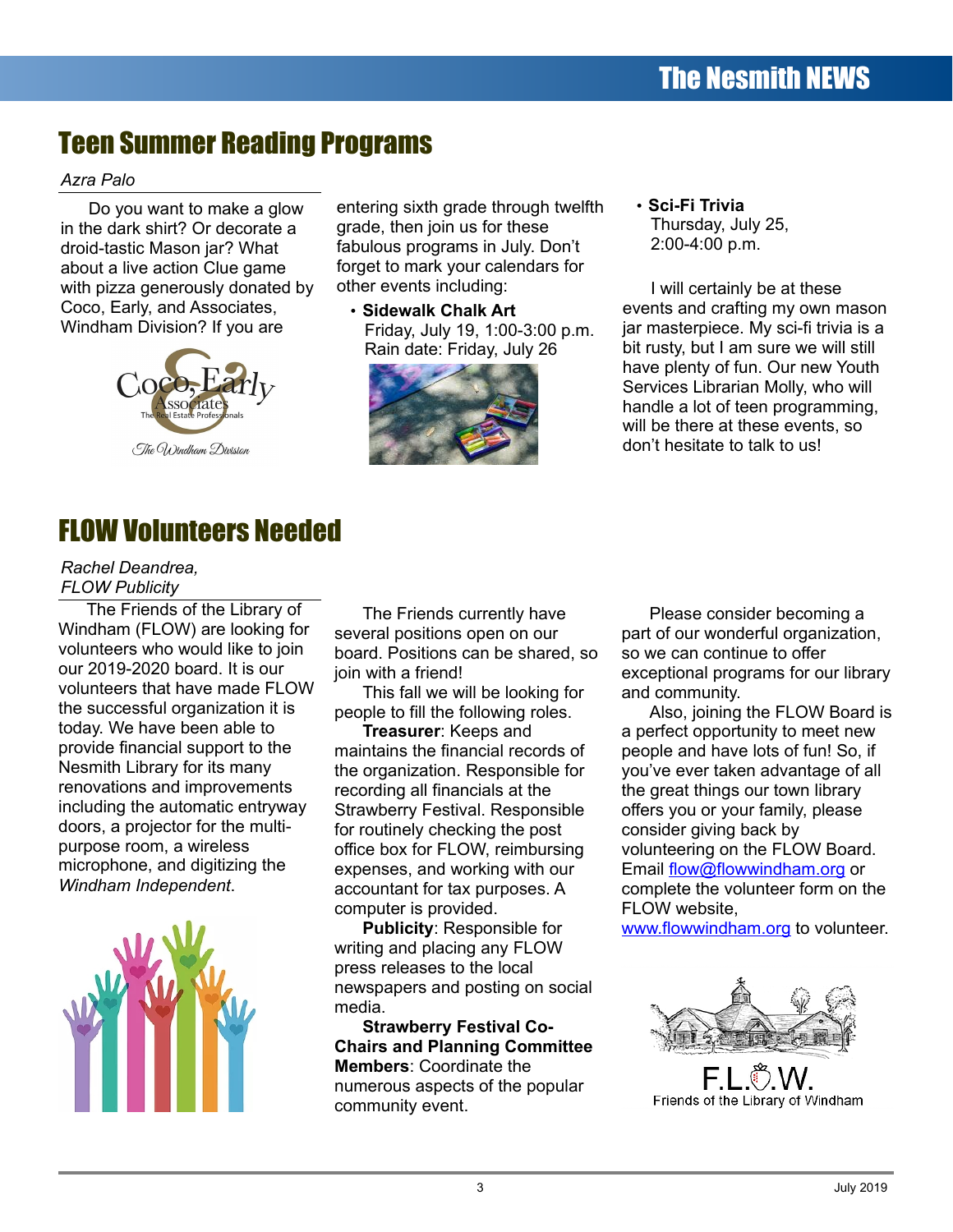## Teen Summer Reading Programs

*Azra Palo*

Do you want to make a glow in the dark shirt? Or decorate a droid-tastic Mason jar? What about a live action Clue game with pizza generously donated by Coco, Early, and Associates, Windham Division? If you are entering sixth grade through twelfth grade, then join us for these fabulous programs in July. Don't forget to mark your calendars for other events including:

- **Sidewalk Chalk Art**
  Friday, July 19, 1:00-3:00 p.m.
  Rain date: Friday, July 26
- **Sci-Fi Trivia**
  Thursday, July 25,
  2:00-4:00 p.m.

I will certainly be at these events and crafting my own mason jar masterpiece. My sci-fi trivia is a bit rusty, but I am sure we will still have plenty of fun. Our new Youth Services Librarian Molly, who will handle a lot of teen programming, will be there at these events, so don't hesitate to talk to us!

## FLOW Volunteers Needed

*Rachel Deandrea,*
*FLOW Publicity*

The Friends of the Library of Windham (FLOW) are looking for volunteers who would like to join our 2019-2020 board. It is our volunteers that have made FLOW the successful organization it is today. We have been able to provide financial support to the Nesmith Library for its many renovations and improvements including the automatic entryway doors, a projector for the multi-purpose room, a wireless microphone, and digitizing the *Windham Independent*.

The Friends currently have several positions open on our board. Positions can be shared, so join with a friend!

This fall we will be looking for people to fill the following roles.

**Treasurer**: Keeps and maintains the financial records of the organization. Responsible for recording all financials at the Strawberry Festival. Responsible for routinely checking the post office box for FLOW, reimbursing expenses, and working with our accountant for tax purposes. A computer is provided.

**Publicity**: Responsible for writing and placing any FLOW press releases to the local newspapers and posting on social media.

**Strawberry Festival Co-Chairs and Planning Committee Members**: Coordinate the numerous aspects of the popular community event.

Please consider becoming a part of our wonderful organization, so we can continue to offer exceptional programs for our library and community.

Also, joining the FLOW Board is a perfect opportunity to meet new people and have lots of fun! So, if you've ever taken advantage of all the great things our town library offers you or your family, please consider giving back by volunteering on the FLOW Board. Email flow@flowwindham.org or complete the volunteer form on the FLOW website, www.flowwindham.org to volunteer.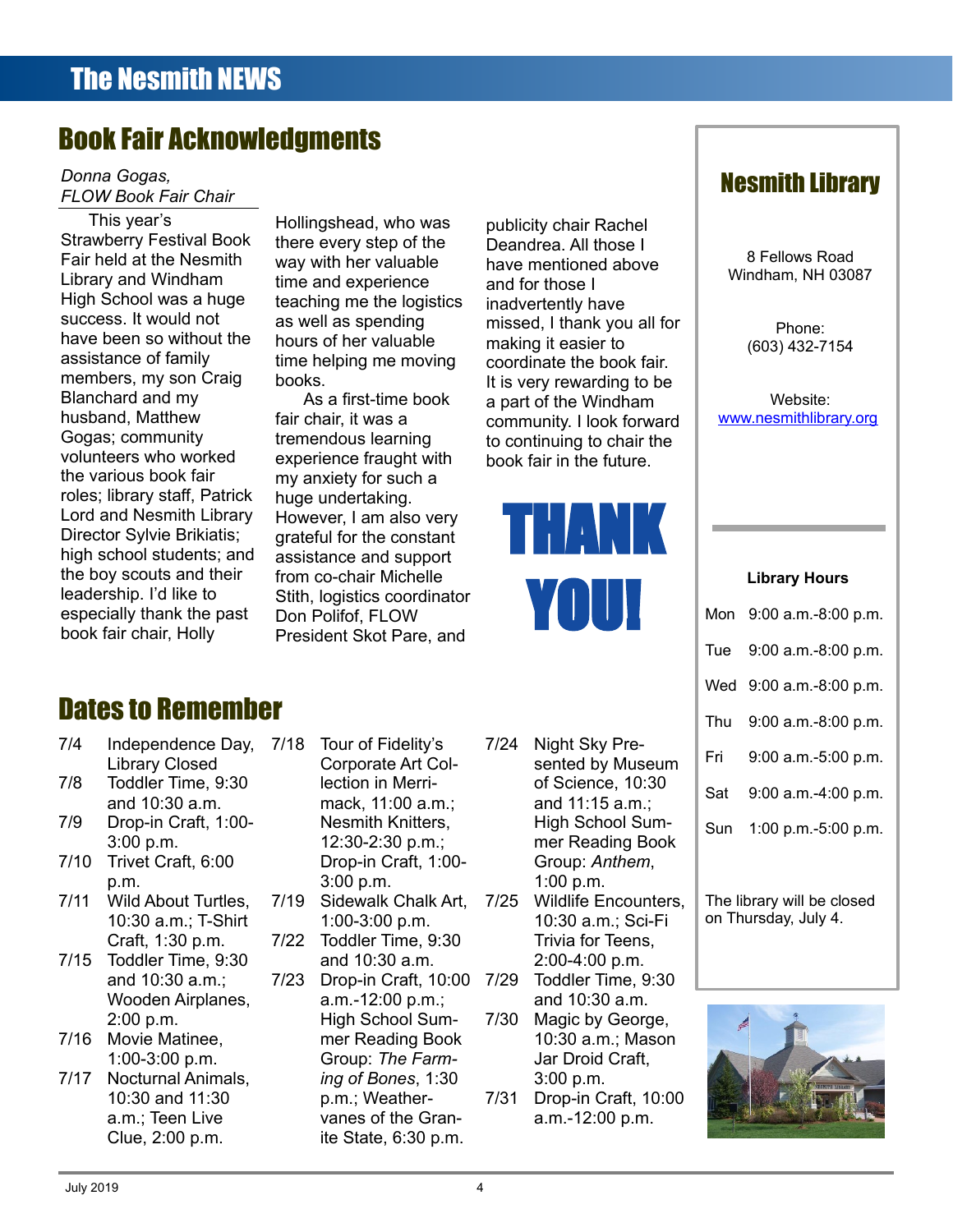## The Nesmith NEWS

# Book Fair Acknowledgments

*Donna Gogas,*
*FLOW Book Fair Chair*

This year's Strawberry Festival Book Fair held at the Nesmith Library and Windham High School was a huge success. It would not have been so without the assistance of family members, my son Craig Blanchard and my husband, Matthew Gogas; community volunteers who worked the various book fair roles; library staff, Patrick Lord and Nesmith Library Director Sylvie Brikiatis; high school students; and the boy scouts and their leadership. I'd like to especially thank the past book fair chair, Holly Hollingshead, who was there every step of the way with her valuable time and experience teaching me the logistics as well as spending hours of her valuable time helping me moving books.

As a first-time book fair chair, it was a tremendous learning experience fraught with my anxiety for such a huge undertaking. However, I am also very grateful for the constant assistance and support from co-chair Michelle Stith, logistics coordinator Don Polifof, FLOW President Skot Pare, and publicity chair Rachel Deandrea. All those I have mentioned above and for those I inadvertently have missed, I thank you all for making it easier to coordinate the book fair. It is very rewarding to be a part of the Windham community. I look forward to continuing to chair the book fair in the future.

**THANK YOU!**

# Dates to Remember

- 7/4 Independence Day, Library Closed
- 7/8 Toddler Time, 9:30 and 10:30 a.m.
- 7/9 Drop-in Craft, 1:00-3:00 p.m.
- 7/10 Trivet Craft, 6:00 p.m.
- 7/11 Wild About Turtles, 10:30 a.m.; T-Shirt Craft, 1:30 p.m.
- 7/15 Toddler Time, 9:30 and 10:30 a.m.; Wooden Airplanes, 2:00 p.m.
- 7/16 Movie Matinee, 1:00-3:00 p.m.
- 7/17 Nocturnal Animals, 10:30 and 11:30 a.m.; Teen Live Clue, 2:00 p.m.
- 7/18 Tour of Fidelity's Corporate Art Collection in Merrimack, 11:00 a.m.; Nesmith Knitters, 12:30-2:30 p.m.; Drop-in Craft, 1:00-3:00 p.m.
- 7/19 Sidewalk Chalk Art, 1:00-3:00 p.m.
- 7/22 Toddler Time, 9:30 and 10:30 a.m.
- 7/23 Drop-in Craft, 10:00 a.m.-12:00 p.m.; High School Summer Reading Book Group: *The Farming of Bones*, 1:30 p.m.; Weathervanes of the Granite State, 6:30 p.m.
- 7/24 Night Sky Presented by Museum of Science, 10:30 and 11:15 a.m.; High School Summer Reading Book Group: *Anthem*, 1:00 p.m.
- 7/25 Wildlife Encounters, 10:30 a.m.; Sci-Fi Trivia for Teens, 2:00-4:00 p.m.
- 7/29 Toddler Time, 9:30 and 10:30 a.m.
- 7/30 Magic by George, 10:30 a.m.; Mason Jar Droid Craft, 3:00 p.m.
- 7/31 Drop-in Craft, 10:00 a.m.-12:00 p.m.

## Nesmith Library

8 Fellows Road
Windham, NH 03087

Phone:
(603) 432-7154

Website:
www.nesmithlibrary.org

**Library Hours**

| | |
|---|---|
| Mon | 9:00 a.m.-8:00 p.m. |
| Tue | 9:00 a.m.-8:00 p.m. |
| Wed | 9:00 a.m.-8:00 p.m. |
| Thu | 9:00 a.m.-8:00 p.m. |
| Fri | 9:00 a.m.-5:00 p.m. |
| Sat | 9:00 a.m.-4:00 p.m. |
| Sun | 1:00 p.m.-5:00 p.m. |

The library will be closed on Thursday, July 4.

July 2019